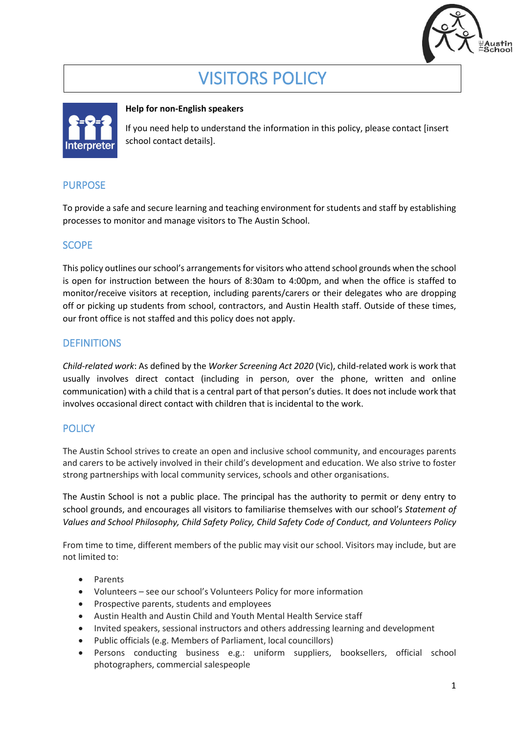# VISITORS POLICY

**Help for non-English speakers**

If you need help to understand the information in this policy, please contact [insert school contact details].

## PURPOSE

To provide a safe and secure learning and teaching environment for students and staff by establishing processes to monitor and manage visitors to The Austin School.

## SCOPE

This policy outlines our school's arrangements for visitors who attend school grounds when the school is open for instruction between the hours of 8:30am to 4:00pm, and when the office is staffed to monitor/receive visitors at reception, including parents/carers or their delegates who are dropping off or picking up students from school, contractors, and Austin Health staff. Outside of these times, our front office is not staffed and this policy does not apply.

## DEFINITIONS

*Child-related work*: As defined by the *Worker Screening Act 2020* (Vic), child-related work is work that usually involves direct contact (including in person, over the phone, written and online communication) with a child that is a central part of that person's duties. It does not include work that involves occasional direct contact with children that is incidental to the work.

## POLICY

The Austin School strives to create an open and inclusive school community, and encourages parents and carers to be actively involved in their child's development and education. We also strive to foster strong partnerships with local community services, schools and other organisations.

The Austin School is not a public place. The principal has the authority to permit or deny entry to school grounds, and encourages all visitors to familiarise themselves with our school's *Statement of Values and School Philosophy, Child Safety Policy, Child Safety Code of Conduct, and Volunteers Policy*

From time to time, different members of the public may visit our school. Visitors may include, but are not limited to:

- Parents
- Volunteers – see our school's Volunteers Policy for more information
- Prospective parents, students and employees
- Austin Health and Austin Child and Youth Mental Health Service staff
- Invited speakers, sessional instructors and others addressing learning and development
- Public officials (e.g. Members of Parliament, local councillors)
- Persons conducting business e.g.: uniform suppliers, booksellers, official school photographers, commercial salespeople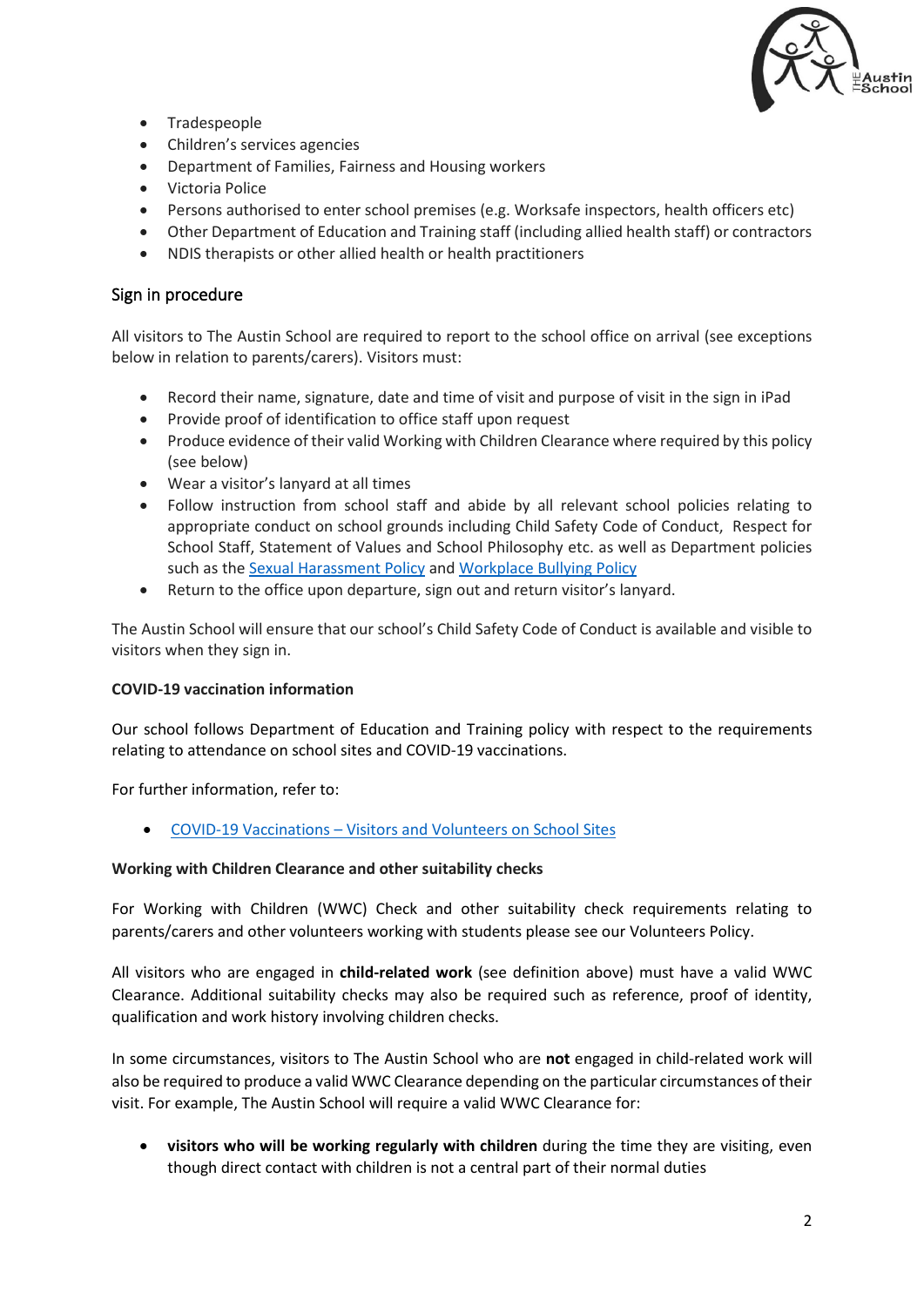- Tradespeople
- Children's services agencies
- Department of Families, Fairness and Housing workers
- Victoria Police
- Persons authorised to enter school premises (e.g. Worksafe inspectors, health officers etc)
- Other Department of Education and Training staff (including allied health staff) or contractors
- NDIS therapists or other allied health or health practitioners

## Sign in procedure

All visitors to The Austin School are required to report to the school office on arrival (see exceptions below in relation to parents/carers). Visitors must:

- Record their name, signature, date and time of visit and purpose of visit in the sign in iPad
- Provide proof of identification to office staff upon request
- Produce evidence of their valid Working with Children Clearance where required by this policy (see below)
- Wear a visitor's lanyard at all times
- Follow instruction from school staff and abide by all relevant school policies relating to appropriate conduct on school grounds including Child Safety Code of Conduct, Respect for School Staff, Statement of Values and School Philosophy etc. as well as Department policies such as the Sexual Harassment Policy and Workplace Bullying Policy
- Return to the office upon departure, sign out and return visitor's lanyard.

The Austin School will ensure that our school's Child Safety Code of Conduct is available and visible to visitors when they sign in.

**COVID-19 vaccination information**

Our school follows Department of Education and Training policy with respect to the requirements relating to attendance on school sites and COVID-19 vaccinations.

For further information, refer to:

- COVID-19 Vaccinations – Visitors and Volunteers on School Sites

**Working with Children Clearance and other suitability checks**

For Working with Children (WWC) Check and other suitability check requirements relating to parents/carers and other volunteers working with students please see our Volunteers Policy.

All visitors who are engaged in **child-related work** (see definition above) must have a valid WWC Clearance. Additional suitability checks may also be required such as reference, proof of identity, qualification and work history involving children checks.

In some circumstances, visitors to The Austin School who are **not** engaged in child-related work will also be required to produce a valid WWC Clearance depending on the particular circumstances of their visit. For example, The Austin School will require a valid WWC Clearance for:

- **visitors who will be working regularly with children** during the time they are visiting, even though direct contact with children is not a central part of their normal duties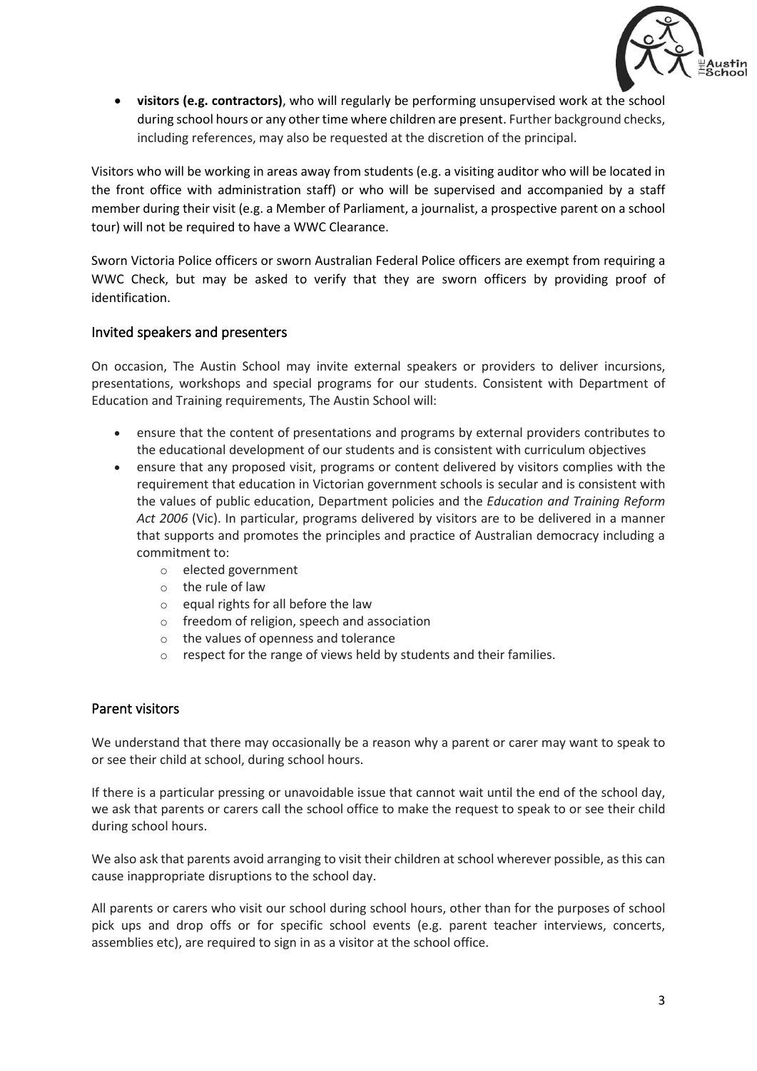- **visitors (e.g. contractors)**, who will regularly be performing unsupervised work at the school during school hours or any other time where children are present. Further background checks, including references, may also be requested at the discretion of the principal.

Visitors who will be working in areas away from students (e.g. a visiting auditor who will be located in the front office with administration staff) or who will be supervised and accompanied by a staff member during their visit (e.g. a Member of Parliament, a journalist, a prospective parent on a school tour) will not be required to have a WWC Clearance.

Sworn Victoria Police officers or sworn Australian Federal Police officers are exempt from requiring a WWC Check, but may be asked to verify that they are sworn officers by providing proof of identification.

## Invited speakers and presenters

On occasion, The Austin School may invite external speakers or providers to deliver incursions, presentations, workshops and special programs for our students. Consistent with Department of Education and Training requirements, The Austin School will:

- ensure that the content of presentations and programs by external providers contributes to the educational development of our students and is consistent with curriculum objectives
- ensure that any proposed visit, programs or content delivered by visitors complies with the requirement that education in Victorian government schools is secular and is consistent with the values of public education, Department policies and the *Education and Training Reform Act 2006* (Vic). In particular, programs delivered by visitors are to be delivered in a manner that supports and promotes the principles and practice of Australian democracy including a commitment to:
    - elected government
    - the rule of law
    - equal rights for all before the law
    - freedom of religion, speech and association
    - the values of openness and tolerance
    - respect for the range of views held by students and their families.

## Parent visitors

We understand that there may occasionally be a reason why a parent or carer may want to speak to or see their child at school, during school hours.

If there is a particular pressing or unavoidable issue that cannot wait until the end of the school day, we ask that parents or carers call the school office to make the request to speak to or see their child during school hours.

We also ask that parents avoid arranging to visit their children at school wherever possible, as this can cause inappropriate disruptions to the school day.

All parents or carers who visit our school during school hours, other than for the purposes of school pick ups and drop offs or for specific school events (e.g. parent teacher interviews, concerts, assemblies etc), are required to sign in as a visitor at the school office.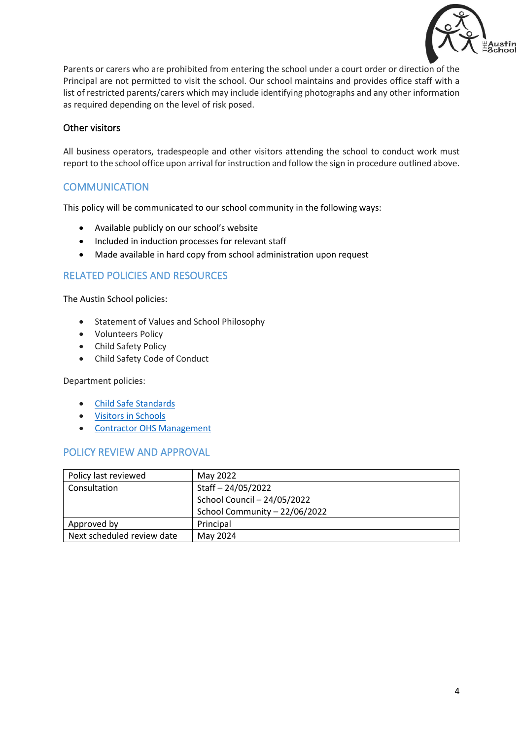Parents or carers who are prohibited from entering the school under a court order or direction of the Principal are not permitted to visit the school. Our school maintains and provides office staff with a list of restricted parents/carers which may include identifying photographs and any other information as required depending on the level of risk posed.

### Other visitors

All business operators, tradespeople and other visitors attending the school to conduct work must report to the school office upon arrival for instruction and follow the sign in procedure outlined above.

## COMMUNICATION

This policy will be communicated to our school community in the following ways:

- Available publicly on our school's website
- Included in induction processes for relevant staff
- Made available in hard copy from school administration upon request

## RELATED POLICIES AND RESOURCES

The Austin School policies:

- Statement of Values and School Philosophy
- Volunteers Policy
- Child Safety Policy
- Child Safety Code of Conduct

Department policies:

- Child Safe Standards
- Visitors in Schools
- Contractor OHS Management

## POLICY REVIEW AND APPROVAL

| | |
|---|---|
| Policy last reviewed | May 2022 |
| Consultation | Staff – 24/05/2022<br>School Council – 24/05/2022<br>School Community – 22/06/2022 |
| Approved by | Principal |
| Next scheduled review date | May 2024 |